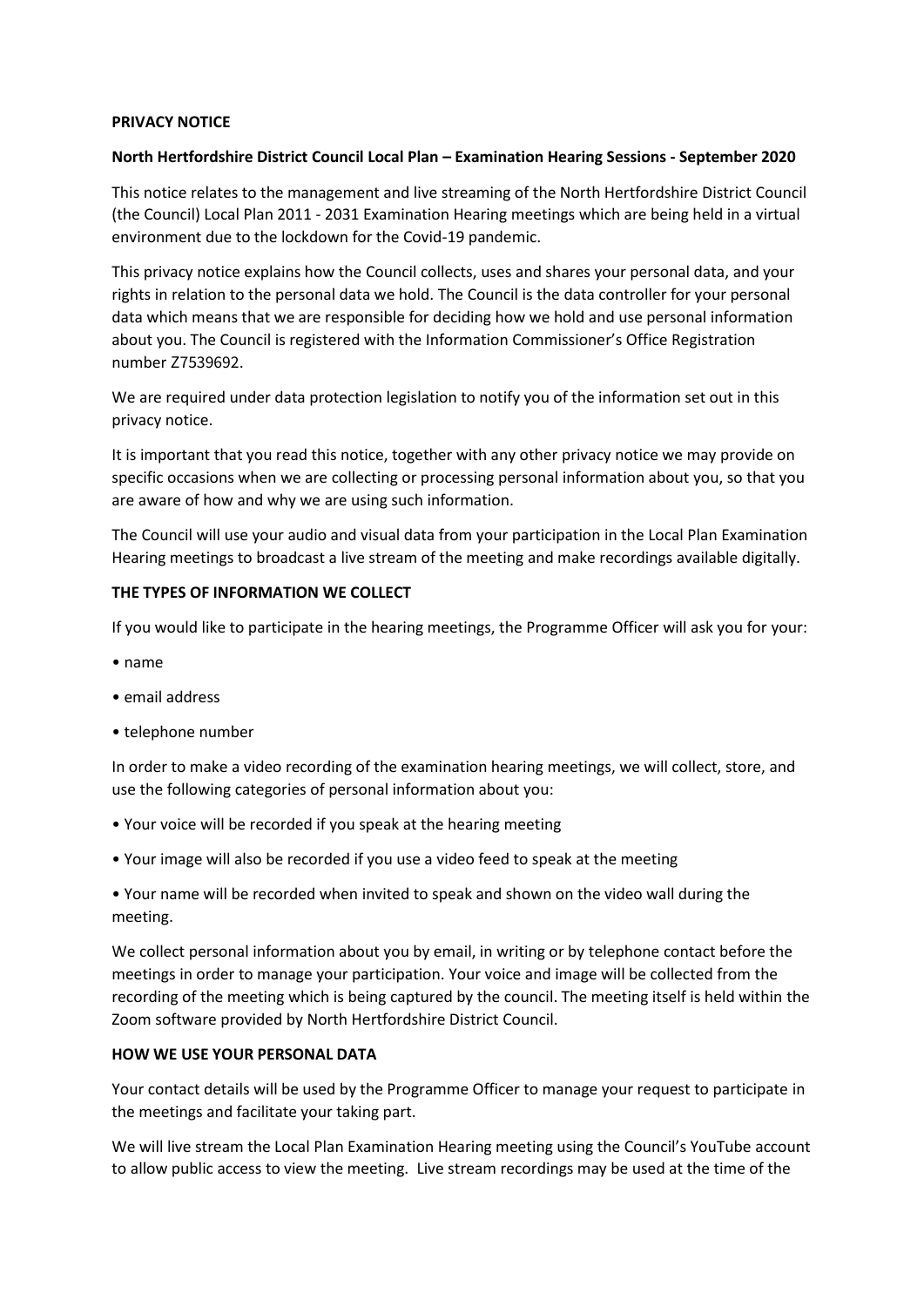**PRIVACY NOTICE**

**North Hertfordshire District Council Local Plan – Examination Hearing Sessions - September 2020**

This notice relates to the management and live streaming of the North Hertfordshire District Council (the Council) Local Plan 2011 - 2031 Examination Hearing meetings which are being held in a virtual environment due to the lockdown for the Covid-19 pandemic.

This privacy notice explains how the Council collects, uses and shares your personal data, and your rights in relation to the personal data we hold. The Council is the data controller for your personal data which means that we are responsible for deciding how we hold and use personal information about you. The Council is registered with the Information Commissioner's Office Registration number Z7539692.

We are required under data protection legislation to notify you of the information set out in this privacy notice.

It is important that you read this notice, together with any other privacy notice we may provide on specific occasions when we are collecting or processing personal information about you, so that you are aware of how and why we are using such information.

The Council will use your audio and visual data from your participation in the Local Plan Examination Hearing meetings to broadcast a live stream of the meeting and make recordings available digitally.

**THE TYPES OF INFORMATION WE COLLECT**

If you would like to participate in the hearing meetings, the Programme Officer will ask you for your:

- name
- email address
- telephone number

In order to make a video recording of the examination hearing meetings, we will collect, store, and use the following categories of personal information about you:

- Your voice will be recorded if you speak at the hearing meeting
- Your image will also be recorded if you use a video feed to speak at the meeting
- Your name will be recorded when invited to speak and shown on the video wall during the meeting.

We collect personal information about you by email, in writing or by telephone contact before the meetings in order to manage your participation. Your voice and image will be collected from the recording of the meeting which is being captured by the council. The meeting itself is held within the Zoom software provided by North Hertfordshire District Council.

**HOW WE USE YOUR PERSONAL DATA**

Your contact details will be used by the Programme Officer to manage your request to participate in the meetings and facilitate your taking part.

We will live stream the Local Plan Examination Hearing meeting using the Council's YouTube account to allow public access to view the meeting. Live stream recordings may be used at the time of the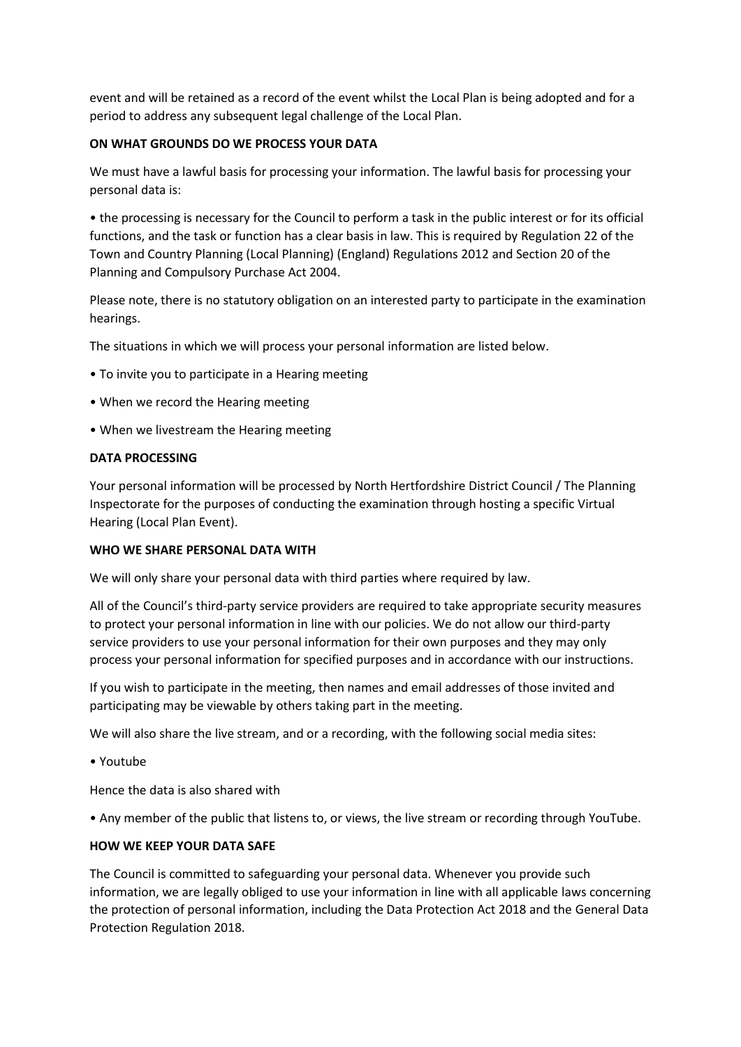event and will be retained as a record of the event whilst the Local Plan is being adopted and for a period to address any subsequent legal challenge of the Local Plan.

**ON WHAT GROUNDS DO WE PROCESS YOUR DATA**

We must have a lawful basis for processing your information. The lawful basis for processing your personal data is:

• the processing is necessary for the Council to perform a task in the public interest or for its official functions, and the task or function has a clear basis in law. This is required by Regulation 22 of the Town and Country Planning (Local Planning) (England) Regulations 2012 and Section 20 of the Planning and Compulsory Purchase Act 2004.

Please note, there is no statutory obligation on an interested party to participate in the examination hearings.

The situations in which we will process your personal information are listed below.

• To invite you to participate in a Hearing meeting

• When we record the Hearing meeting

• When we livestream the Hearing meeting

**DATA PROCESSING**

Your personal information will be processed by North Hertfordshire District Council / The Planning Inspectorate for the purposes of conducting the examination through hosting a specific Virtual Hearing (Local Plan Event).

**WHO WE SHARE PERSONAL DATA WITH**

We will only share your personal data with third parties where required by law.

All of the Council's third-party service providers are required to take appropriate security measures to protect your personal information in line with our policies. We do not allow our third-party service providers to use your personal information for their own purposes and they may only process your personal information for specified purposes and in accordance with our instructions.

If you wish to participate in the meeting, then names and email addresses of those invited and participating may be viewable by others taking part in the meeting.

We will also share the live stream, and or a recording, with the following social media sites:

• Youtube

Hence the data is also shared with

• Any member of the public that listens to, or views, the live stream or recording through YouTube.

**HOW WE KEEP YOUR DATA SAFE**

The Council is committed to safeguarding your personal data. Whenever you provide such information, we are legally obliged to use your information in line with all applicable laws concerning the protection of personal information, including the Data Protection Act 2018 and the General Data Protection Regulation 2018.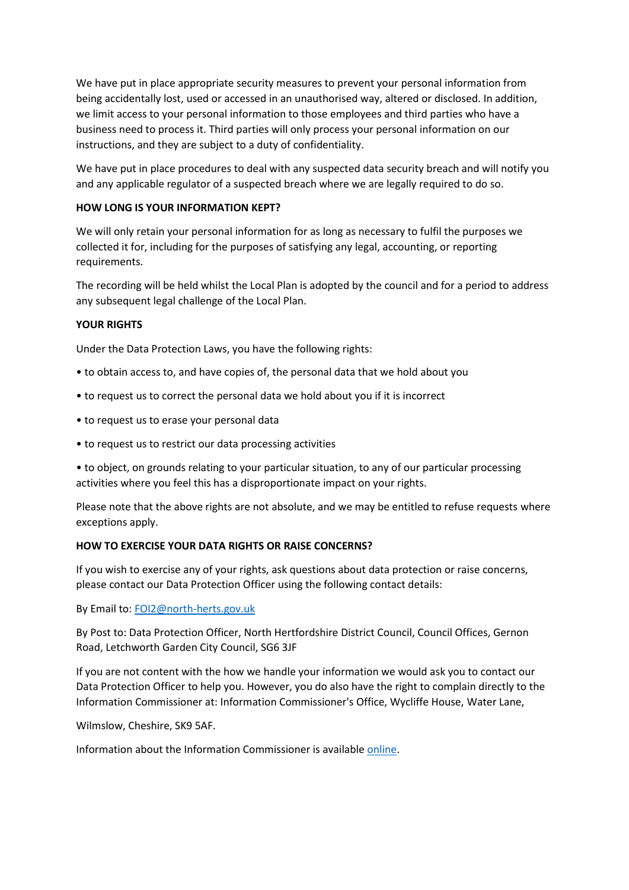We have put in place appropriate security measures to prevent your personal information from being accidentally lost, used or accessed in an unauthorised way, altered or disclosed. In addition, we limit access to your personal information to those employees and third parties who have a business need to process it. Third parties will only process your personal information on our instructions, and they are subject to a duty of confidentiality.

We have put in place procedures to deal with any suspected data security breach and will notify you and any applicable regulator of a suspected breach where we are legally required to do so.

**HOW LONG IS YOUR INFORMATION KEPT?**

We will only retain your personal information for as long as necessary to fulfil the purposes we collected it for, including for the purposes of satisfying any legal, accounting, or reporting requirements.

The recording will be held whilst the Local Plan is adopted by the council and for a period to address any subsequent legal challenge of the Local Plan.

**YOUR RIGHTS**

Under the Data Protection Laws, you have the following rights:

• to obtain access to, and have copies of, the personal data that we hold about you

• to request us to correct the personal data we hold about you if it is incorrect

• to request us to erase your personal data

• to request us to restrict our data processing activities

• to object, on grounds relating to your particular situation, to any of our particular processing activities where you feel this has a disproportionate impact on your rights.

Please note that the above rights are not absolute, and we may be entitled to refuse requests where exceptions apply.

**HOW TO EXERCISE YOUR DATA RIGHTS OR RAISE CONCERNS?**

If you wish to exercise any of your rights, ask questions about data protection or raise concerns, please contact our Data Protection Officer using the following contact details:

By Email to: [FOI2@north-herts.gov.uk](mailto:FOI2@north-herts.gov.uk)

By Post to: Data Protection Officer, North Hertfordshire District Council, Council Offices, Gernon Road, Letchworth Garden City Council, SG6 3JF

If you are not content with the how we handle your information we would ask you to contact our Data Protection Officer to help you. However, you do also have the right to complain directly to the Information Commissioner at: Information Commissioner's Office, Wycliffe House, Water Lane,

Wilmslow, Cheshire, SK9 5AF.

Information about the Information Commissioner is available online.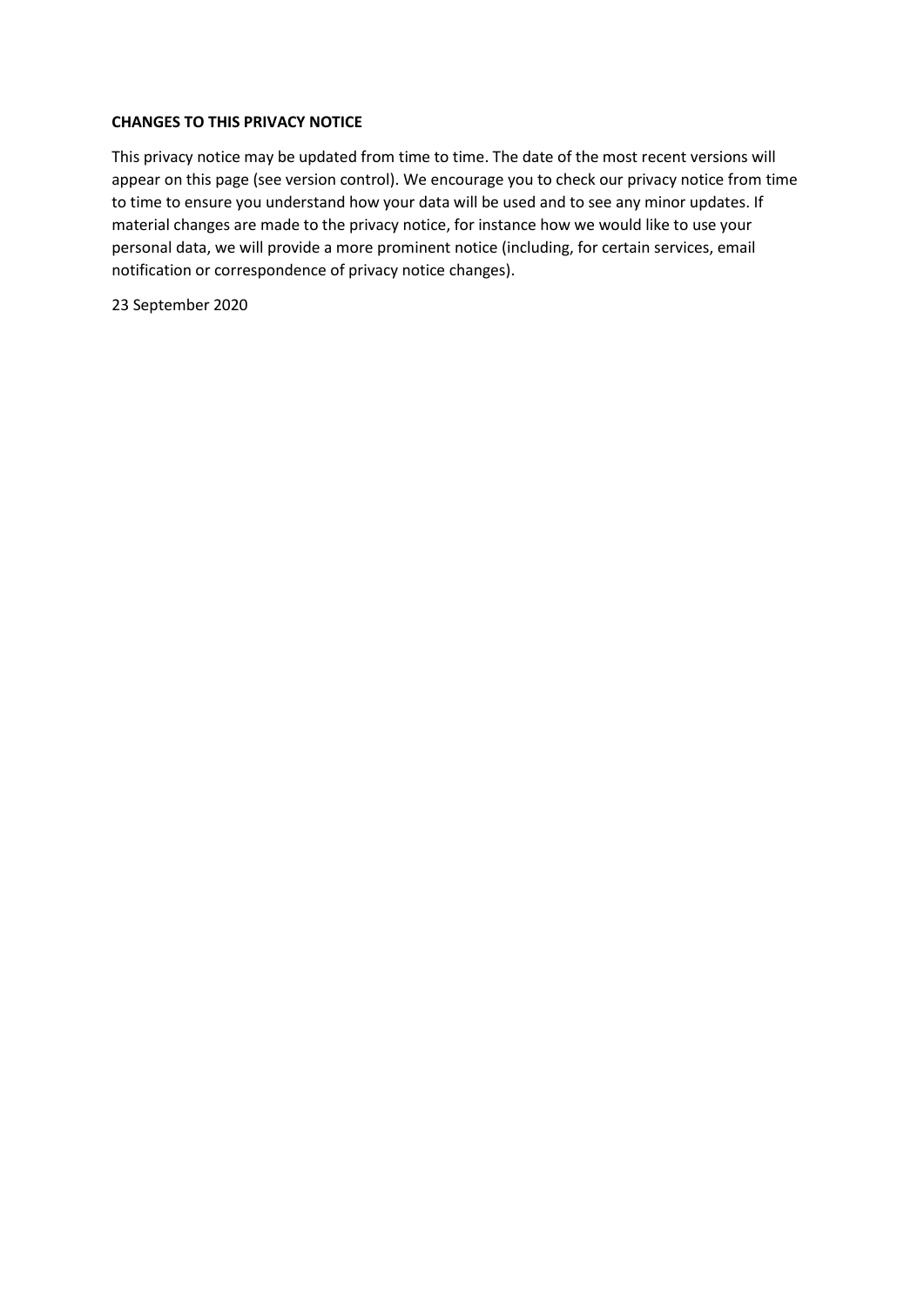## CHANGES TO THIS PRIVACY NOTICE

This privacy notice may be updated from time to time. The date of the most recent versions will appear on this page (see version control). We encourage you to check our privacy notice from time to time to ensure you understand how your data will be used and to see any minor updates. If material changes are made to the privacy notice, for instance how we would like to use your personal data, we will provide a more prominent notice (including, for certain services, email notification or correspondence of privacy notice changes).

23 September 2020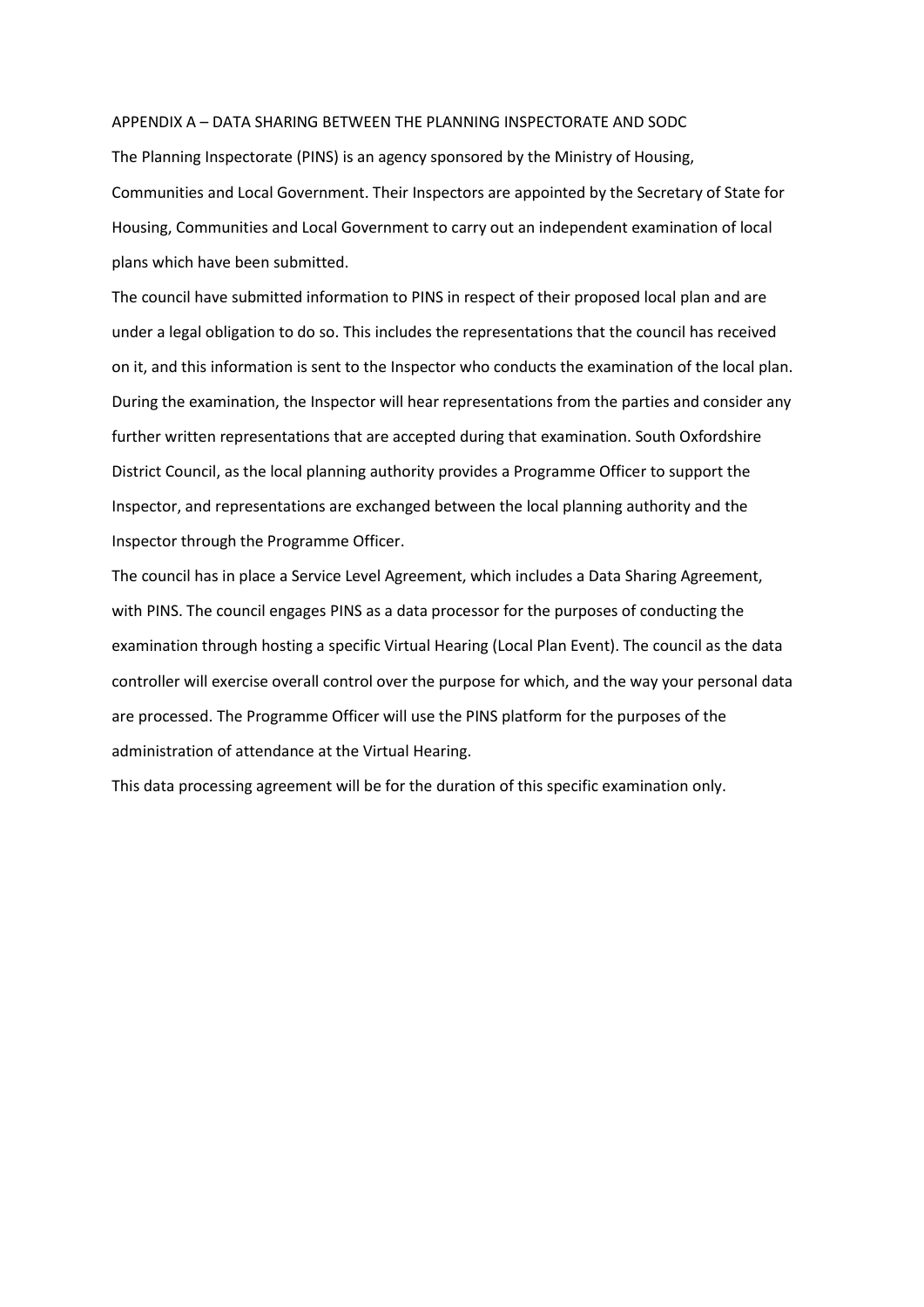## APPENDIX A – DATA SHARING BETWEEN THE PLANNING INSPECTORATE AND SODC

The Planning Inspectorate (PINS) is an agency sponsored by the Ministry of Housing, Communities and Local Government. Their Inspectors are appointed by the Secretary of State for Housing, Communities and Local Government to carry out an independent examination of local plans which have been submitted.

The council have submitted information to PINS in respect of their proposed local plan and are under a legal obligation to do so. This includes the representations that the council has received on it, and this information is sent to the Inspector who conducts the examination of the local plan. During the examination, the Inspector will hear representations from the parties and consider any further written representations that are accepted during that examination. South Oxfordshire District Council, as the local planning authority provides a Programme Officer to support the Inspector, and representations are exchanged between the local planning authority and the Inspector through the Programme Officer.

The council has in place a Service Level Agreement, which includes a Data Sharing Agreement, with PINS. The council engages PINS as a data processor for the purposes of conducting the examination through hosting a specific Virtual Hearing (Local Plan Event). The council as the data controller will exercise overall control over the purpose for which, and the way your personal data are processed. The Programme Officer will use the PINS platform for the purposes of the administration of attendance at the Virtual Hearing.

This data processing agreement will be for the duration of this specific examination only.